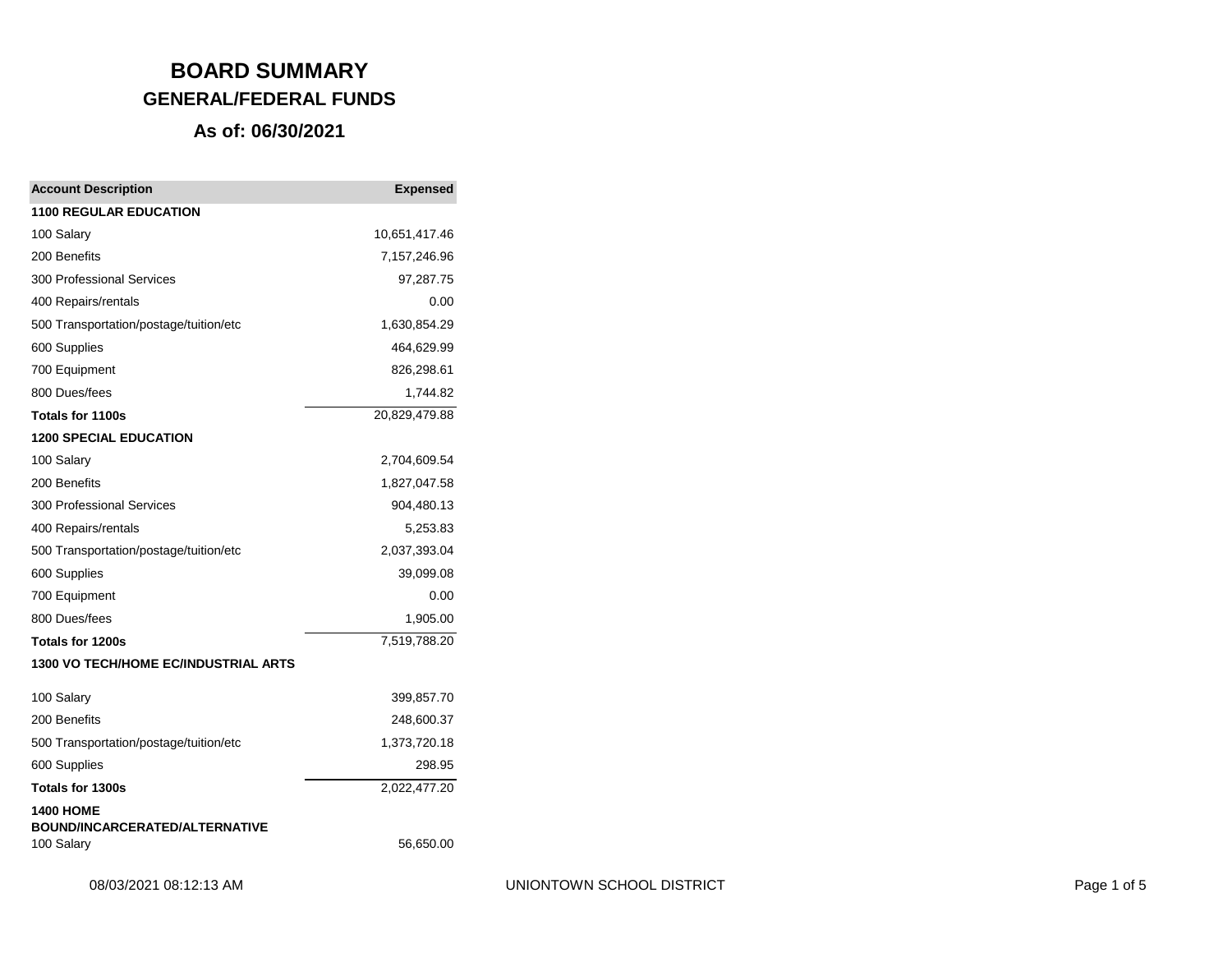# BOARD SUMMARY

## GENERAL/FEDERAL FUNDS

### As of: 06/30/2021

| Account Description | Expensed |
|---|---|
| **1100 REGULAR EDUCATION** | |
| 100 Salary | 10,651,417.46 |
| 200 Benefits | 7,157,246.96 |
| 300 Professional Services | 97,287.75 |
| 400 Repairs/rentals | 0.00 |
| 500 Transportation/postage/tuition/etc | 1,630,854.29 |
| 600 Supplies | 464,629.99 |
| 700 Equipment | 826,298.61 |
| 800 Dues/fees | 1,744.82 |
| **Totals for 1100s** | 20,829,479.88 |
| **1200 SPECIAL EDUCATION** | |
| 100 Salary | 2,704,609.54 |
| 200 Benefits | 1,827,047.58 |
| 300 Professional Services | 904,480.13 |
| 400 Repairs/rentals | 5,253.83 |
| 500 Transportation/postage/tuition/etc | 2,037,393.04 |
| 600 Supplies | 39,099.08 |
| 700 Equipment | 0.00 |
| 800 Dues/fees | 1,905.00 |
| **Totals for 1200s** | 7,519,788.20 |
| **1300 VO TECH/HOME EC/INDUSTRIAL ARTS** | |
| 100 Salary | 399,857.70 |
| 200 Benefits | 248,600.37 |
| 500 Transportation/postage/tuition/etc | 1,373,720.18 |
| 600 Supplies | 298.95 |
| **Totals for 1300s** | 2,022,477.20 |
| **1400 HOME BOUND/INCARCERATED/ALTERNATIVE** | |
| 100 Salary | 56,650.00 |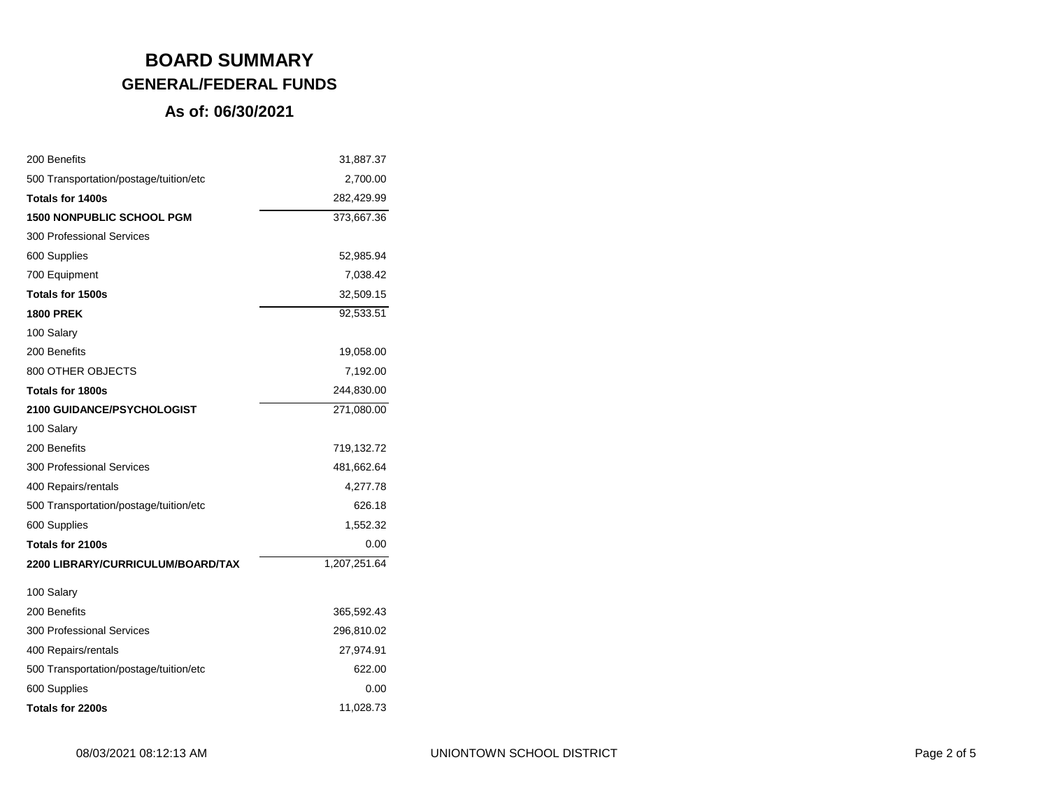# BOARD SUMMARY

## GENERAL/FEDERAL FUNDS

### As of: 06/30/2021

| | |
|---|---:|
| 200 Benefits | 31,887.37 |
| 500 Transportation/postage/tuition/etc | 2,700.00 |
| **Totals for 1400s** | 282,429.99 |
| **1500 NONPUBLIC SCHOOL PGM** | 373,667.36 |
| 300 Professional Services | |
| 600 Supplies | 52,985.94 |
| 700 Equipment | 7,038.42 |
| **Totals for 1500s** | 32,509.15 |
| **1800 PREK** | 92,533.51 |
| 100 Salary | |
| 200 Benefits | 19,058.00 |
| 800 OTHER OBJECTS | 7,192.00 |
| **Totals for 1800s** | 244,830.00 |
| **2100 GUIDANCE/PSYCHOLOGIST** | 271,080.00 |
| 100 Salary | |
| 200 Benefits | 719,132.72 |
| 300 Professional Services | 481,662.64 |
| 400 Repairs/rentals | 4,277.78 |
| 500 Transportation/postage/tuition/etc | 626.18 |
| 600 Supplies | 1,552.32 |
| **Totals for 2100s** | 0.00 |
| **2200 LIBRARY/CURRICULUM/BOARD/TAX** | 1,207,251.64 |
| 100 Salary | |
| 200 Benefits | 365,592.43 |
| 300 Professional Services | 296,810.02 |
| 400 Repairs/rentals | 27,974.91 |
| 500 Transportation/postage/tuition/etc | 622.00 |
| 600 Supplies | 0.00 |
| **Totals for 2200s** | 11,028.73 |

08/03/2021 08:12:13 AM — UNIONTOWN SCHOOL DISTRICT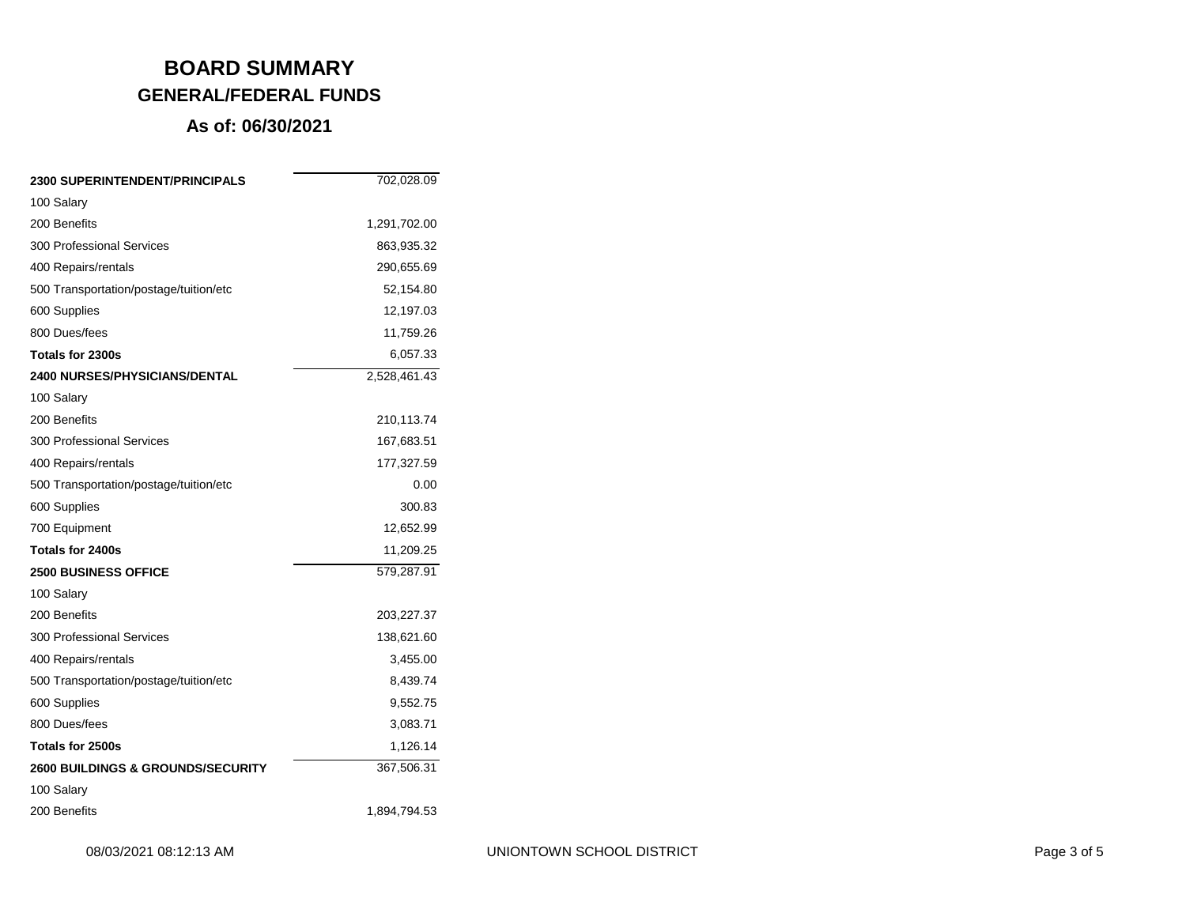# BOARD SUMMARY

## GENERAL/FEDERAL FUNDS

### As of: 06/30/2021

| | |
|---|---|
| **2300 SUPERINTENDENT/PRINCIPALS** | 702,028.09 |
| 100 Salary | |
| 200 Benefits | 1,291,702.00 |
| 300 Professional Services | 863,935.32 |
| 400 Repairs/rentals | 290,655.69 |
| 500 Transportation/postage/tuition/etc | 52,154.80 |
| 600 Supplies | 12,197.03 |
| 800 Dues/fees | 11,759.26 |
| **Totals for 2300s** | 6,057.33 |
| **2400 NURSES/PHYSICIANS/DENTAL** | 2,528,461.43 |
| 100 Salary | |
| 200 Benefits | 210,113.74 |
| 300 Professional Services | 167,683.51 |
| 400 Repairs/rentals | 177,327.59 |
| 500 Transportation/postage/tuition/etc | 0.00 |
| 600 Supplies | 300.83 |
| 700 Equipment | 12,652.99 |
| **Totals for 2400s** | 11,209.25 |
| **2500 BUSINESS OFFICE** | 579,287.91 |
| 100 Salary | |
| 200 Benefits | 203,227.37 |
| 300 Professional Services | 138,621.60 |
| 400 Repairs/rentals | 3,455.00 |
| 500 Transportation/postage/tuition/etc | 8,439.74 |
| 600 Supplies | 9,552.75 |
| 800 Dues/fees | 3,083.71 |
| **Totals for 2500s** | 1,126.14 |
| **2600 BUILDINGS & GROUNDS/SECURITY** | 367,506.31 |
| 100 Salary | |
| 200 Benefits | 1,894,794.53 |

UNIONTOWN SCHOOL DISTRICT

08/03/2021 08:12:13 AM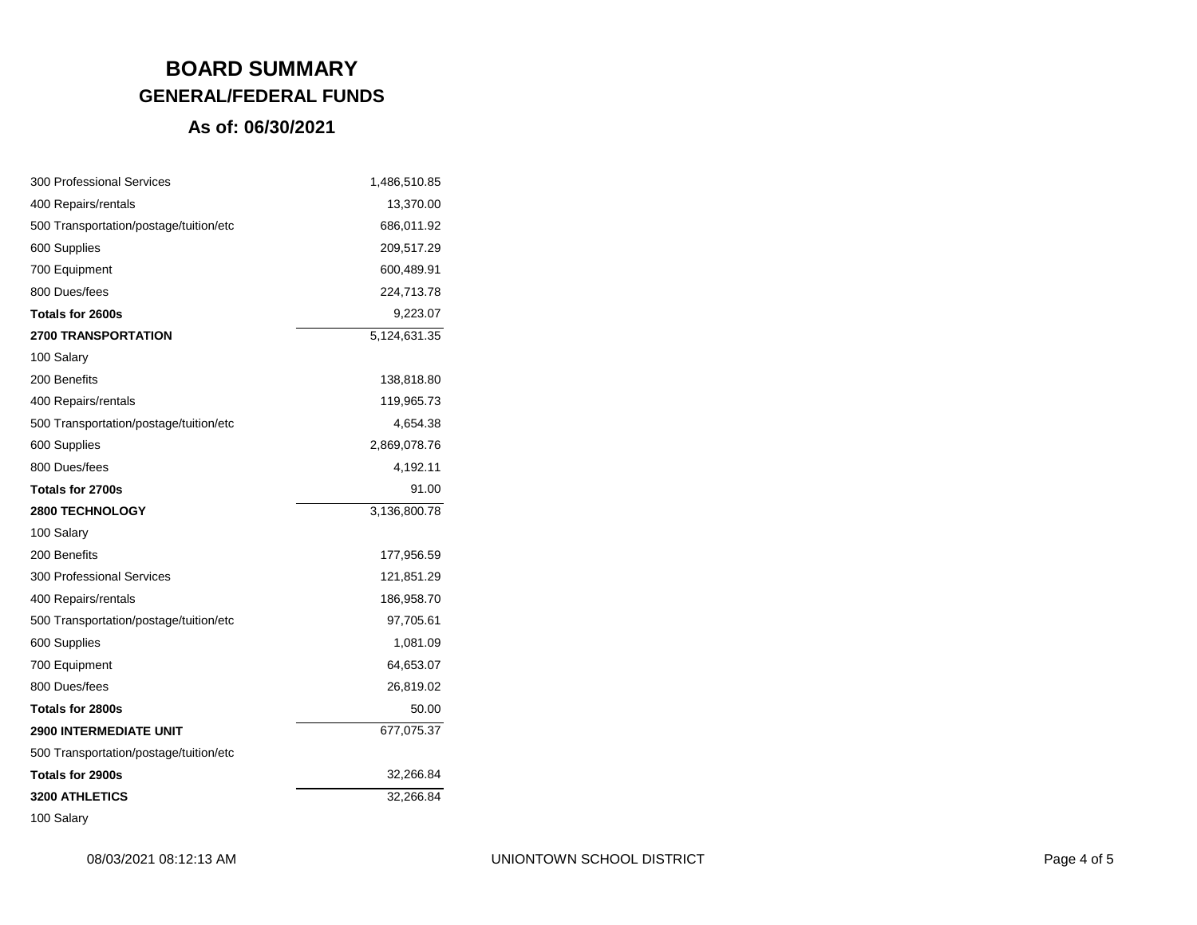# BOARD SUMMARY

## GENERAL/FEDERAL FUNDS

### As of: 06/30/2021

| | |
|---|---:|
| 300 Professional Services | 1,486,510.85 |
| 400 Repairs/rentals | 13,370.00 |
| 500 Transportation/postage/tuition/etc | 686,011.92 |
| 600 Supplies | 209,517.29 |
| 700 Equipment | 600,489.91 |
| 800 Dues/fees | 224,713.78 |
| **Totals for 2600s** | 9,223.07 |
| **2700 TRANSPORTATION** | 5,124,631.35 |
| 100 Salary | |
| 200 Benefits | 138,818.80 |
| 400 Repairs/rentals | 119,965.73 |
| 500 Transportation/postage/tuition/etc | 4,654.38 |
| 600 Supplies | 2,869,078.76 |
| 800 Dues/fees | 4,192.11 |
| **Totals for 2700s** | 91.00 |
| **2800 TECHNOLOGY** | 3,136,800.78 |
| 100 Salary | |
| 200 Benefits | 177,956.59 |
| 300 Professional Services | 121,851.29 |
| 400 Repairs/rentals | 186,958.70 |
| 500 Transportation/postage/tuition/etc | 97,705.61 |
| 600 Supplies | 1,081.09 |
| 700 Equipment | 64,653.07 |
| 800 Dues/fees | 26,819.02 |
| **Totals for 2800s** | 50.00 |
| **2900 INTERMEDIATE UNIT** | 677,075.37 |
| 500 Transportation/postage/tuition/etc | |
| **Totals for 2900s** | 32,266.84 |
| **3200 ATHLETICS** | 32,266.84 |
| 100 Salary | |

UNIONTOWN SCHOOL DISTRICT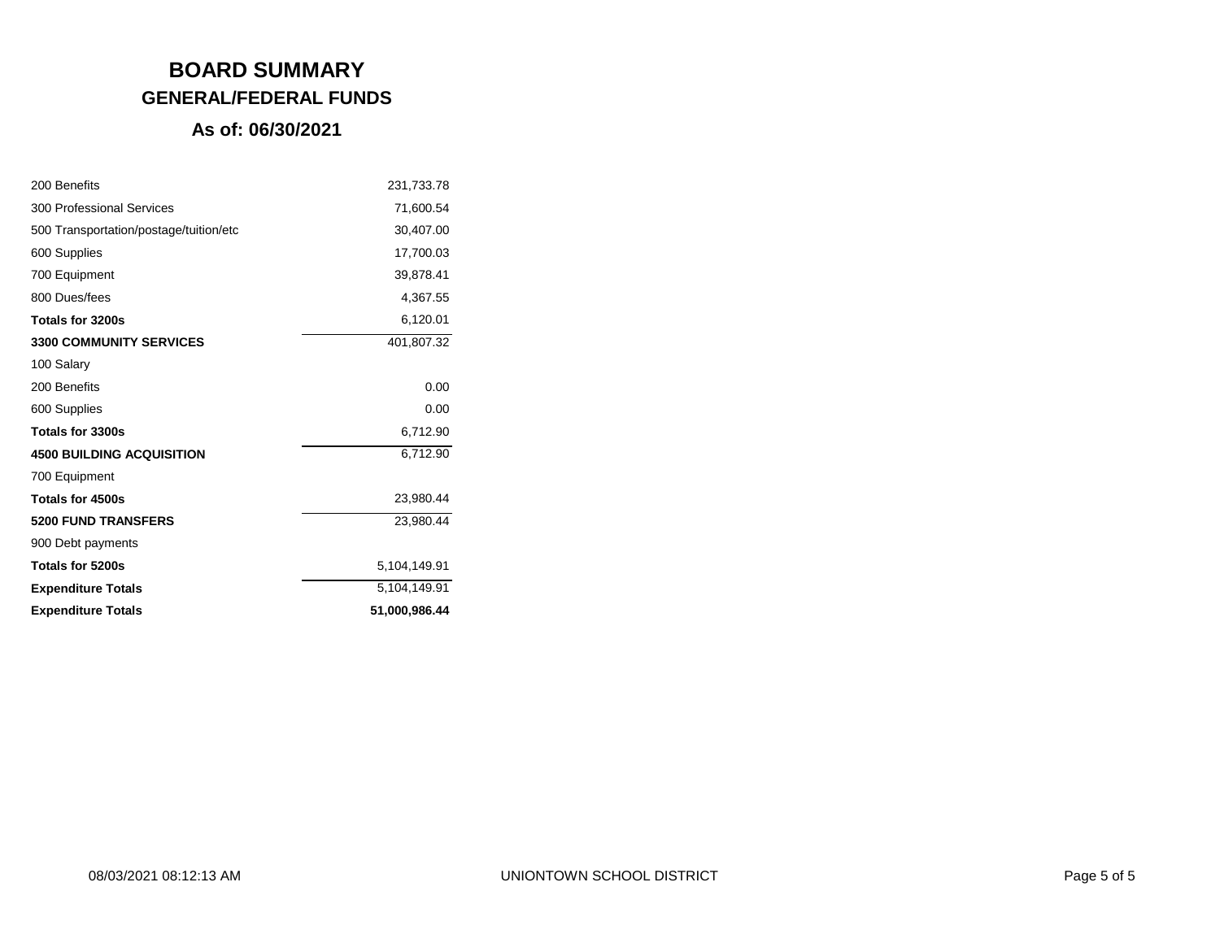# BOARD SUMMARY

## GENERAL/FEDERAL FUNDS

### As of: 06/30/2021

| | |
|---|---|
| 200 Benefits | 231,733.78 |
| 300 Professional Services | 71,600.54 |
| 500 Transportation/postage/tuition/etc | 30,407.00 |
| 600 Supplies | 17,700.03 |
| 700 Equipment | 39,878.41 |
| 800 Dues/fees | 4,367.55 |
| **Totals for 3200s** | 6,120.01 |
| **3300 COMMUNITY SERVICES** | 401,807.32 |
| 100 Salary | |
| 200 Benefits | 0.00 |
| 600 Supplies | 0.00 |
| **Totals for 3300s** | 6,712.90 |
| **4500 BUILDING ACQUISITION** | 6,712.90 |
| 700 Equipment | |
| **Totals for 4500s** | 23,980.44 |
| **5200 FUND TRANSFERS** | 23,980.44 |
| 900 Debt payments | |
| **Totals for 5200s** | 5,104,149.91 |
| **Expenditure Totals** | 5,104,149.91 |
| **Expenditure Totals** | **51,000,986.44** |

08/03/2021 08:12:13 AM UNIONTOWN SCHOOL DISTRICT